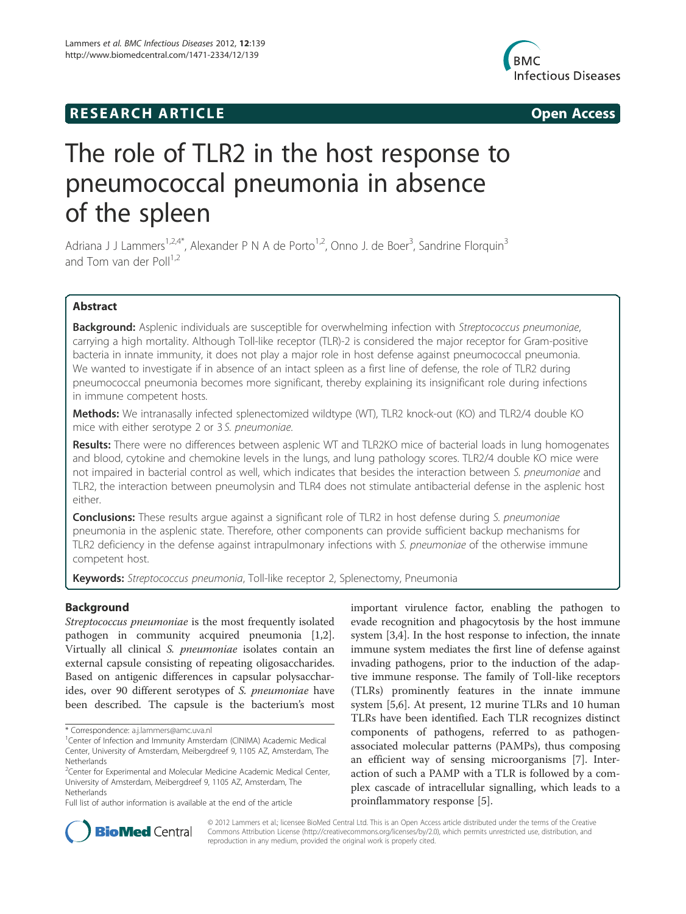**RESEARCH ARTICLE** **Open Access**

# The role of TLR2 in the host response to pneumococcal pneumonia in absence of the spleen

Adriana J J Lammers[1,2,4*], Alexander P N A de Porto[1,2], Onno J. de Boer[3], Sandrine Florquin[3] and Tom van der Poll[1,2]

## Abstract

**Background:** Asplenic individuals are susceptible for overwhelming infection with *Streptococcus pneumoniae*, carrying a high mortality. Although Toll-like receptor (TLR)-2 is considered the major receptor for Gram-positive bacteria in innate immunity, it does not play a major role in host defense against pneumococcal pneumonia. We wanted to investigate if in absence of an intact spleen as a first line of defense, the role of TLR2 during pneumococcal pneumonia becomes more significant, thereby explaining its insignificant role during infections in immune competent hosts.

**Methods:** We intranasally infected splenectomized wildtype (WT), TLR2 knock-out (KO) and TLR2/4 double KO mice with either serotype 2 or 3 *S. pneumoniae*.

**Results:** There were no differences between asplenic WT and TLR2KO mice of bacterial loads in lung homogenates and blood, cytokine and chemokine levels in the lungs, and lung pathology scores. TLR2/4 double KO mice were not impaired in bacterial control as well, which indicates that besides the interaction between *S. pneumoniae* and TLR2, the interaction between pneumolysin and TLR4 does not stimulate antibacterial defense in the asplenic host either.

**Conclusions:** These results argue against a significant role of TLR2 in host defense during *S. pneumoniae* pneumonia in the asplenic state. Therefore, other components can provide sufficient backup mechanisms for TLR2 deficiency in the defense against intrapulmonary infections with *S. pneumoniae* of the otherwise immune competent host.

**Keywords:** *Streptococcus pneumonia*, Toll-like receptor 2, Splenectomy, Pneumonia

## Background

*Streptococcus pneumoniae* is the most frequently isolated pathogen in community acquired pneumonia [1,2]. Virtually all clinical *S. pneumoniae* isolates contain an external capsule consisting of repeating oligosaccharides. Based on antigenic differences in capsular polysaccharides, over 90 different serotypes of *S. pneumoniae* have been described. The capsule is the bacterium's most important virulence factor, enabling the pathogen to evade recognition and phagocytosis by the host immune system [3,4]. In the host response to infection, the innate immune system mediates the first line of defense against invading pathogens, prior to the induction of the adaptive immune response. The family of Toll-like receptors (TLRs) prominently features in the innate immune system [5,6]. At present, 12 murine TLRs and 10 human TLRs have been identified. Each TLR recognizes distinct components of pathogens, referred to as pathogen-associated molecular patterns (PAMPs), thus composing an efficient way of sensing microorganisms [7]. Interaction of such a PAMP with a TLR is followed by a complex cascade of intracellular signalling, which leads to a proinflammatory response [5].

* Correspondence: a.j.lammers@amc.uva.nl

[1]Center of Infection and Immunity Amsterdam (CINIMA) Academic Medical Center, University of Amsterdam, Meibergdreef 9, 1105 AZ, Amsterdam, The Netherlands

[2]Center for Experimental and Molecular Medicine Academic Medical Center, University of Amsterdam, Meibergdreef 9, 1105 AZ, Amsterdam, The Netherlands

Full list of author information is available at the end of the article

© 2012 Lammers et al.; licensee BioMed Central Ltd. This is an Open Access article distributed under the terms of the Creative Commons Attribution License (http://creativecommons.org/licenses/by/2.0), which permits unrestricted use, distribution, and reproduction in any medium, provided the original work is properly cited.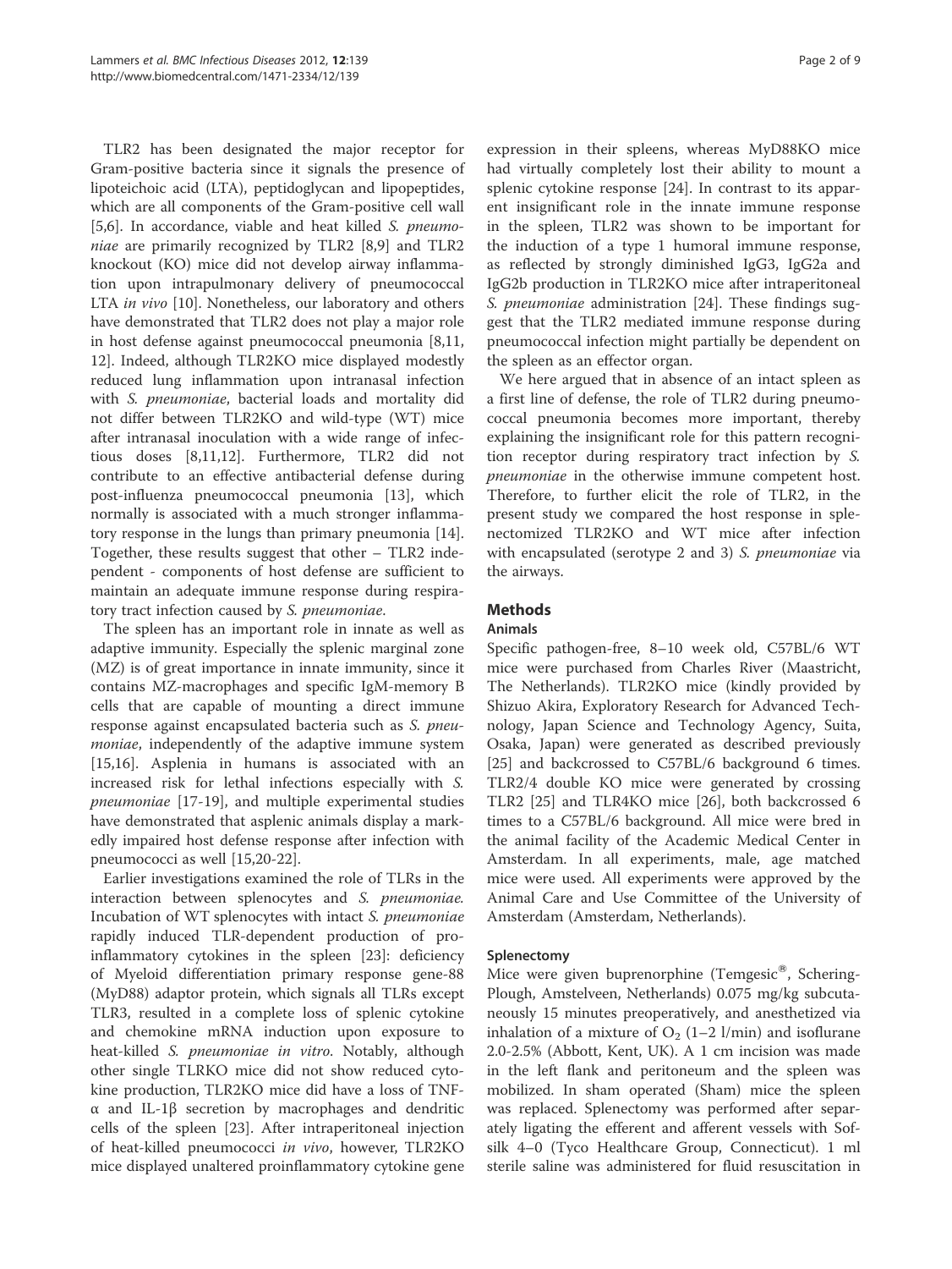TLR2 has been designated the major receptor for Gram-positive bacteria since it signals the presence of lipoteichoic acid (LTA), peptidoglycan and lipopeptides, which are all components of the Gram-positive cell wall [5,6]. In accordance, viable and heat killed *S. pneumoniae* are primarily recognized by TLR2 [8,9] and TLR2 knockout (KO) mice did not develop airway inflammation upon intrapulmonary delivery of pneumococcal LTA *in vivo* [10]. Nonetheless, our laboratory and others have demonstrated that TLR2 does not play a major role in host defense against pneumococcal pneumonia [8,11, 12]. Indeed, although TLR2KO mice displayed modestly reduced lung inflammation upon intranasal infection with *S. pneumoniae*, bacterial loads and mortality did not differ between TLR2KO and wild-type (WT) mice after intranasal inoculation with a wide range of infectious doses [8,11,12]. Furthermore, TLR2 did not contribute to an effective antibacterial defense during post-influenza pneumococcal pneumonia [13], which normally is associated with a much stronger inflammatory response in the lungs than primary pneumonia [14]. Together, these results suggest that other – TLR2 independent - components of host defense are sufficient to maintain an adequate immune response during respiratory tract infection caused by *S. pneumoniae*.

The spleen has an important role in innate as well as adaptive immunity. Especially the splenic marginal zone (MZ) is of great importance in innate immunity, since it contains MZ-macrophages and specific IgM-memory B cells that are capable of mounting a direct immune response against encapsulated bacteria such as *S. pneumoniae*, independently of the adaptive immune system [15,16]. Asplenia in humans is associated with an increased risk for lethal infections especially with *S. pneumoniae* [17-19], and multiple experimental studies have demonstrated that asplenic animals display a markedly impaired host defense response after infection with pneumococci as well [15,20-22].

Earlier investigations examined the role of TLRs in the interaction between splenocytes and *S. pneumoniae*. Incubation of WT splenocytes with intact *S. pneumoniae* rapidly induced TLR-dependent production of proinflammatory cytokines in the spleen [23]: deficiency of Myeloid differentiation primary response gene-88 (MyD88) adaptor protein, which signals all TLRs except TLR3, resulted in a complete loss of splenic cytokine and chemokine mRNA induction upon exposure to heat-killed *S. pneumoniae in vitro*. Notably, although other single TLRKO mice did not show reduced cytokine production, TLR2KO mice did have a loss of TNF-α and IL-1β secretion by macrophages and dendritic cells of the spleen [23]. After intraperitoneal injection of heat-killed pneumococci *in vivo*, however, TLR2KO mice displayed unaltered proinflammatory cytokine gene expression in their spleens, whereas MyD88KO mice had virtually completely lost their ability to mount a splenic cytokine response [24]. In contrast to its apparent insignificant role in the innate immune response in the spleen, TLR2 was shown to be important for the induction of a type 1 humoral immune response, as reflected by strongly diminished IgG3, IgG2a and IgG2b production in TLR2KO mice after intraperitoneal *S. pneumoniae* administration [24]. These findings suggest that the TLR2 mediated immune response during pneumococcal infection might partially be dependent on the spleen as an effector organ.

We here argued that in absence of an intact spleen as a first line of defense, the role of TLR2 during pneumococcal pneumonia becomes more important, thereby explaining the insignificant role for this pattern recognition receptor during respiratory tract infection by *S. pneumoniae* in the otherwise immune competent host. Therefore, to further elicit the role of TLR2, in the present study we compared the host response in splenectomized TLR2KO and WT mice after infection with encapsulated (serotype 2 and 3) *S. pneumoniae* via the airways.

## Methods

### Animals

Specific pathogen-free, 8–10 week old, C57BL/6 WT mice were purchased from Charles River (Maastricht, The Netherlands). TLR2KO mice (kindly provided by Shizuo Akira, Exploratory Research for Advanced Technology, Japan Science and Technology Agency, Suita, Osaka, Japan) were generated as described previously [25] and backcrossed to C57BL/6 background 6 times. TLR2/4 double KO mice were generated by crossing TLR2 [25] and TLR4KO mice [26], both backcrossed 6 times to a C57BL/6 background. All mice were bred in the animal facility of the Academic Medical Center in Amsterdam. In all experiments, male, age matched mice were used. All experiments were approved by the Animal Care and Use Committee of the University of Amsterdam (Amsterdam, Netherlands).

### Splenectomy

Mice were given buprenorphine (Temgesic®, Schering-Plough, Amstelveen, Netherlands) 0.075 mg/kg subcutaneously 15 minutes preoperatively, and anesthetized via inhalation of a mixture of $O_2$ (1–2 l/min) and isoflurane 2.0-2.5% (Abbott, Kent, UK). A 1 cm incision was made in the left flank and peritoneum and the spleen was mobilized. In sham operated (Sham) mice the spleen was replaced. Splenectomy was performed after separately ligating the efferent and afferent vessels with Sofsilk 4–0 (Tyco Healthcare Group, Connecticut). 1 ml sterile saline was administered for fluid resuscitation in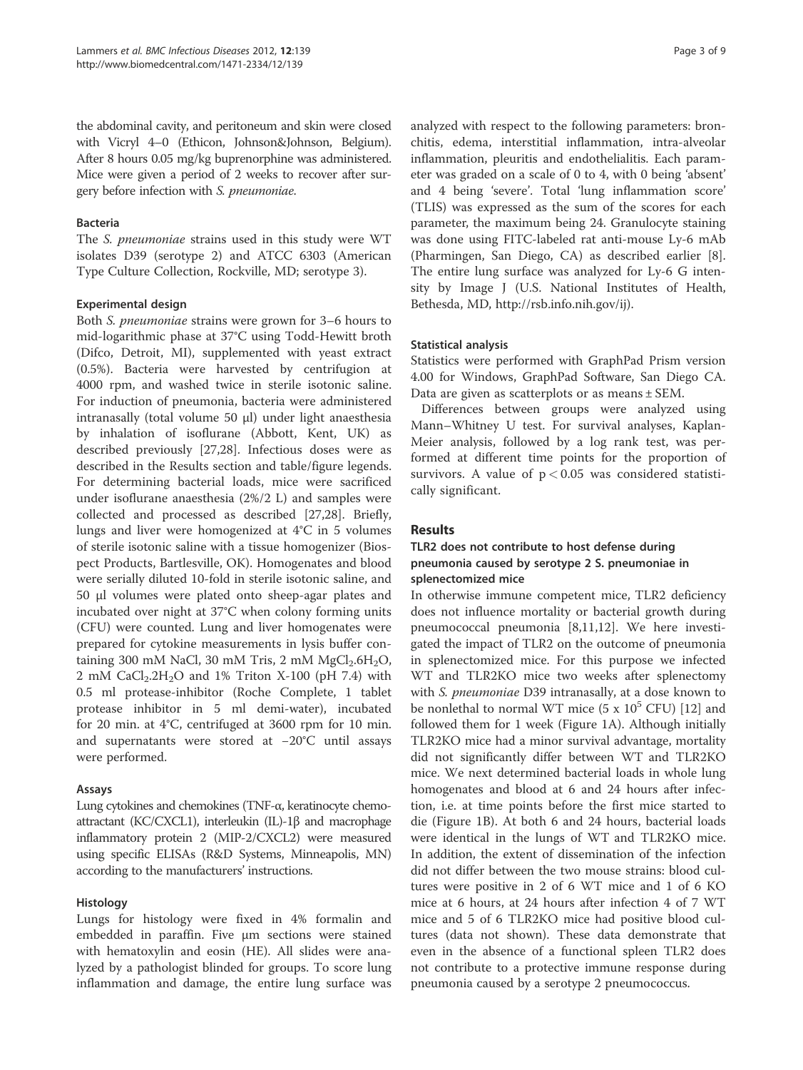the abdominal cavity, and peritoneum and skin were closed with Vicryl 4–0 (Ethicon, Johnson&Johnson, Belgium). After 8 hours 0.05 mg/kg buprenorphine was administered. Mice were given a period of 2 weeks to recover after surgery before infection with *S. pneumoniae*.

### Bacteria

The *S. pneumoniae* strains used in this study were WT isolates D39 (serotype 2) and ATCC 6303 (American Type Culture Collection, Rockville, MD; serotype 3).

### Experimental design

Both *S. pneumoniae* strains were grown for 3–6 hours to mid-logarithmic phase at 37°C using Todd-Hewitt broth (Difco, Detroit, MI), supplemented with yeast extract (0.5%). Bacteria were harvested by centrifugion at 4000 rpm, and washed twice in sterile isotonic saline. For induction of pneumonia, bacteria were administered intranasally (total volume 50 μl) under light anaesthesia by inhalation of isoflurane (Abbott, Kent, UK) as described previously [27,28]. Infectious doses were as described in the Results section and table/figure legends. For determining bacterial loads, mice were sacrificed under isoflurane anaesthesia (2%/2 L) and samples were collected and processed as described [27,28]. Briefly, lungs and liver were homogenized at 4°C in 5 volumes of sterile isotonic saline with a tissue homogenizer (Biospect Products, Bartlesville, OK). Homogenates and blood were serially diluted 10-fold in sterile isotonic saline, and 50 μl volumes were plated onto sheep-agar plates and incubated over night at 37°C when colony forming units (CFU) were counted. Lung and liver homogenates were prepared for cytokine measurements in lysis buffer containing 300 mM NaCl, 30 mM Tris, 2 mM $MgCl_2.6H_2O$, 2 mM $CaCl_2.2H_2O$ and 1% Triton X-100 (pH 7.4) with 0.5 ml protease-inhibitor (Roche Complete, 1 tablet protease inhibitor in 5 ml demi-water), incubated for 20 min. at 4°C, centrifuged at 3600 rpm for 10 min. and supernatants were stored at −20°C until assays were performed.

### Assays

Lung cytokines and chemokines (TNF-α, keratinocyte chemoattractant (KC/CXCL1), interleukin (IL)-1β and macrophage inflammatory protein 2 (MIP-2/CXCL2) were measured using specific ELISAs (R&D Systems, Minneapolis, MN) according to the manufacturers' instructions.

### Histology

Lungs for histology were fixed in 4% formalin and embedded in paraffin. Five μm sections were stained with hematoxylin and eosin (HE). All slides were analyzed by a pathologist blinded for groups. To score lung inflammation and damage, the entire lung surface was analyzed with respect to the following parameters: bronchitis, edema, interstitial inflammation, intra-alveolar inflammation, pleuritis and endothelialitis. Each parameter was graded on a scale of 0 to 4, with 0 being 'absent' and 4 being 'severe'. Total 'lung inflammation score' (TLIS) was expressed as the sum of the scores for each parameter, the maximum being 24. Granulocyte staining was done using FITC-labeled rat anti-mouse Ly-6 mAb (Pharmingen, San Diego, CA) as described earlier [8]. The entire lung surface was analyzed for Ly-6 G intensity by Image J (U.S. National Institutes of Health, Bethesda, MD, http://rsb.info.nih.gov/ij).

### Statistical analysis

Statistics were performed with GraphPad Prism version 4.00 for Windows, GraphPad Software, San Diego CA. Data are given as scatterplots or as means ± SEM.

Differences between groups were analyzed using Mann–Whitney U test. For survival analyses, Kaplan-Meier analysis, followed by a log rank test, was performed at different time points for the proportion of survivors. A value of $p < 0.05$ was considered statistically significant.

## Results

### TLR2 does not contribute to host defense during pneumonia caused by serotype 2 S. pneumoniae in splenectomized mice

In otherwise immune competent mice, TLR2 deficiency does not influence mortality or bacterial growth during pneumococcal pneumonia [8,11,12]. We here investigated the impact of TLR2 on the outcome of pneumonia in splenectomized mice. For this purpose we infected WT and TLR2KO mice two weeks after splenectomy with *S. pneumoniae* D39 intranasally, at a dose known to be nonlethal to normal WT mice ($5 \times 10^5$ CFU) [12] and followed them for 1 week (Figure 1A). Although initially TLR2KO mice had a minor survival advantage, mortality did not significantly differ between WT and TLR2KO mice. We next determined bacterial loads in whole lung homogenates and blood at 6 and 24 hours after infection, i.e. at time points before the first mice started to die (Figure 1B). At both 6 and 24 hours, bacterial loads were identical in the lungs of WT and TLR2KO mice. In addition, the extent of dissemination of the infection did not differ between the two mouse strains: blood cultures were positive in 2 of 6 WT mice and 1 of 6 KO mice at 6 hours, at 24 hours after infection 4 of 7 WT mice and 5 of 6 TLR2KO mice had positive blood cultures (data not shown). These data demonstrate that even in the absence of a functional spleen TLR2 does not contribute to a protective immune response during pneumonia caused by a serotype 2 pneumococcus.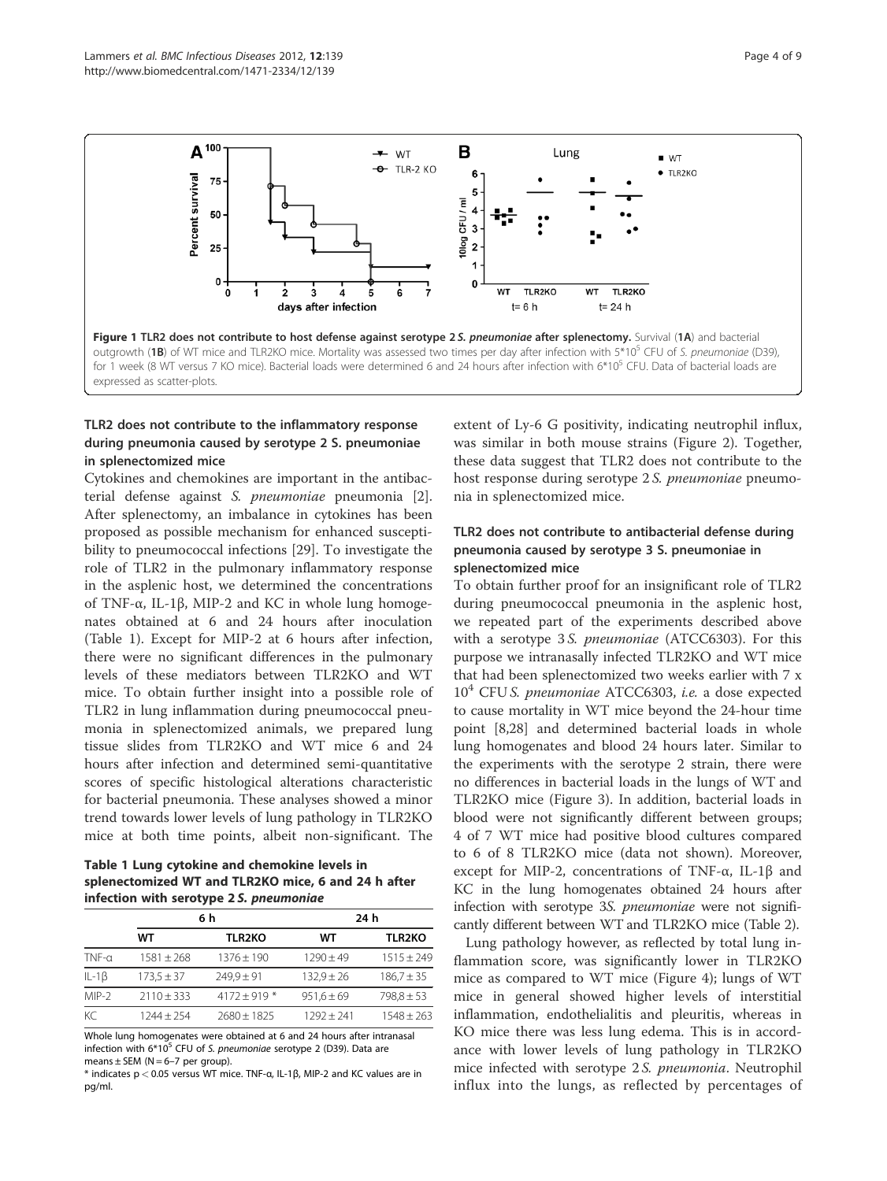Figure 1 TLR2 does not contribute to host defense against serotype 2 *S. pneumoniae* after splenectomy. Survival (1A) and bacterial outgrowth (1B) of WT mice and TLR2KO mice. Mortality was assessed two times per day after infection with $5*10^5$ CFU of *S. pneumoniae* (D39), for 1 week (8 WT versus 7 KO mice). Bacterial loads were determined 6 and 24 hours after infection with $6*10^5$ CFU. Data of bacterial loads are expressed as scatter-plots.

## TLR2 does not contribute to the inflammatory response during pneumonia caused by serotype 2 S. pneumoniae in splenectomized mice

Cytokines and chemokines are important in the antibacterial defense against *S. pneumoniae* pneumonia [2]. After splenectomy, an imbalance in cytokines has been proposed as possible mechanism for enhanced susceptibility to pneumococcal infections [29]. To investigate the role of TLR2 in the pulmonary inflammatory response in the asplenic host, we determined the concentrations of TNF-α, IL-1β, MIP-2 and KC in whole lung homogenates obtained at 6 and 24 hours after inoculation (Table 1). Except for MIP-2 at 6 hours after infection, there were no significant differences in the pulmonary levels of these mediators between TLR2KO and WT mice. To obtain further insight into a possible role of TLR2 in lung inflammation during pneumococcal pneumonia in splenectomized animals, we prepared lung tissue slides from TLR2KO and WT mice 6 and 24 hours after infection and determined semi-quantitative scores of specific histological alterations characteristic for bacterial pneumonia. These analyses showed a minor trend towards lower levels of lung pathology in TLR2KO mice at both time points, albeit non-significant. The extent of Ly-6 G positivity, indicating neutrophil influx, was similar in both mouse strains (Figure 2). Together, these data suggest that TLR2 does not contribute to the host response during serotype 2 *S. pneumoniae* pneumonia in splenectomized mice.

**Table 1 Lung cytokine and chemokine levels in splenectomized WT and TLR2KO mice, 6 and 24 h after infection with serotype 2 *S. pneumoniae***

| | 6 h | | 24 h | |
|---|---|---|---|---|
| | WT | TLR2KO | WT | TLR2KO |
| TNF-α | 1581 ± 268 | 1376 ± 190 | 1290 ± 49 | 1515 ± 249 |
| IL-1β | 173,5 ± 37 | 249,9 ± 91 | 132,9 ± 26 | 186,7 ± 35 |
| MIP-2 | 2110 ± 333 | 4172 ± 919 * | 951,6 ± 69 | 798,8 ± 53 |
| KC | 1244 ± 254 | 2680 ± 1825 | 1292 ± 241 | 1548 ± 263 |

Whole lung homogenates were obtained at 6 and 24 hours after intranasal infection with $6*10^5$ CFU of *S. pneumoniae* serotype 2 (D39). Data are means ± SEM (N = 6–7 per group).
* indicates $p < 0.05$ versus WT mice. TNF-α, IL-1β, MIP-2 and KC values are in pg/ml.

## TLR2 does not contribute to antibacterial defense during pneumonia caused by serotype 3 S. pneumoniae in splenectomized mice

To obtain further proof for an insignificant role of TLR2 during pneumococcal pneumonia in the asplenic host, we repeated part of the experiments described above with a serotype 3 *S. pneumoniae* (ATCC6303). For this purpose we intranasally infected TLR2KO and WT mice that had been splenectomized two weeks earlier with 7 x $10^4$ CFU *S. pneumoniae* ATCC6303, *i.e.* a dose expected to cause mortality in WT mice beyond the 24-hour time point [8,28] and determined bacterial loads in whole lung homogenates and blood 24 hours later. Similar to the experiments with the serotype 2 strain, there were no differences in bacterial loads in the lungs of WT and TLR2KO mice (Figure 3). In addition, bacterial loads in blood were not significantly different between groups; 4 of 7 WT mice had positive blood cultures compared to 6 of 8 TLR2KO mice (data not shown). Moreover, except for MIP-2, concentrations of TNF-α, IL-1β and KC in the lung homogenates obtained 24 hours after infection with serotype 3*S. pneumoniae* were not significantly different between WT and TLR2KO mice (Table 2).

Lung pathology however, as reflected by total lung inflammation score, was significantly lower in TLR2KO mice as compared to WT mice (Figure 4); lungs of WT mice in general showed higher levels of interstitial inflammation, endothelialitis and pleuritis, whereas in KO mice there was less lung edema. This is in accordance with lower levels of lung pathology in TLR2KO mice infected with serotype 2 *S. pneumonia*. Neutrophil influx into the lungs, as reflected by percentages of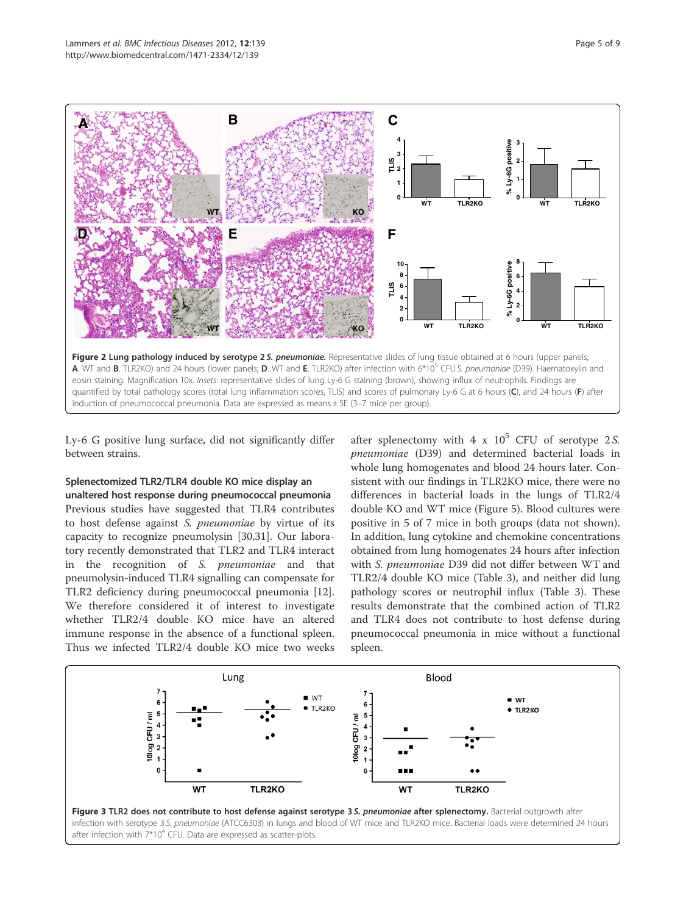**Figure 2 Lung pathology induced by serotype 2 *S. pneumoniae*.** Representative slides of lung tissue obtained at 6 hours (upper panels; **A**. WT and **B**. TLR2KO) and 24 hours (lower panels; **D**. WT and **E**. TLR2KO) after infection with $6*10^5$ CFU *S. pneumoniae* (D39). Haematoxylin and eosin staining. Magnification 10x. *Insets*: representative slides of lung Ly-6 G staining (brown), showing influx of neutrophils. Findings are quantified by total pathology scores (total lung inflammation scores, TLIS) and scores of pulmonary Ly-6 G at 6 hours (**C**), and 24 hours (**F**) after induction of pneumococcal pneumonia. Data are expressed as means ± SE (3–7 mice per group).

Ly-6 G positive lung surface, did not significantly differ between strains.

### Splenectomized TLR2/TLR4 double KO mice display an unaltered host response during pneumococcal pneumonia

Previous studies have suggested that TLR4 contributes to host defense against *S. pneumoniae* by virtue of its capacity to recognize pneumolysin [30,31]. Our laboratory recently demonstrated that TLR2 and TLR4 interact in the recognition of *S. pneumoniae* and that pneumolysin-induced TLR4 signalling can compensate for TLR2 deficiency during pneumococcal pneumonia [12]. We therefore considered it of interest to investigate whether TLR2/4 double KO mice have an altered immune response in the absence of a functional spleen. Thus we infected TLR2/4 double KO mice two weeks after splenectomy with 4 x $10^5$ CFU of serotype 2 *S. pneumoniae* (D39) and determined bacterial loads in whole lung homogenates and blood 24 hours later. Consistent with our findings in TLR2KO mice, there were no differences in bacterial loads in the lungs of TLR2/4 double KO and WT mice (Figure 5). Blood cultures were positive in 5 of 7 mice in both groups (data not shown). In addition, lung cytokine and chemokine concentrations obtained from lung homogenates 24 hours after infection with *S. pneumoniae* D39 did not differ between WT and TLR2/4 double KO mice (Table 3), and neither did lung pathology scores or neutrophil influx (Table 3). These results demonstrate that the combined action of TLR2 and TLR4 does not contribute to host defense during pneumococcal pneumonia in mice without a functional spleen.

**Figure 3 TLR2 does not contribute to host defense against serotype 3 *S. pneumoniae* after splenectomy.** Bacterial outgrowth after infection with serotype 3 *S. pneumoniae* (ATCC6303) in lungs and blood of WT mice and TLR2KO mice. Bacterial loads were determined 24 hours after infection with $7*10^4$ CFU. Data are expressed as scatter-plots.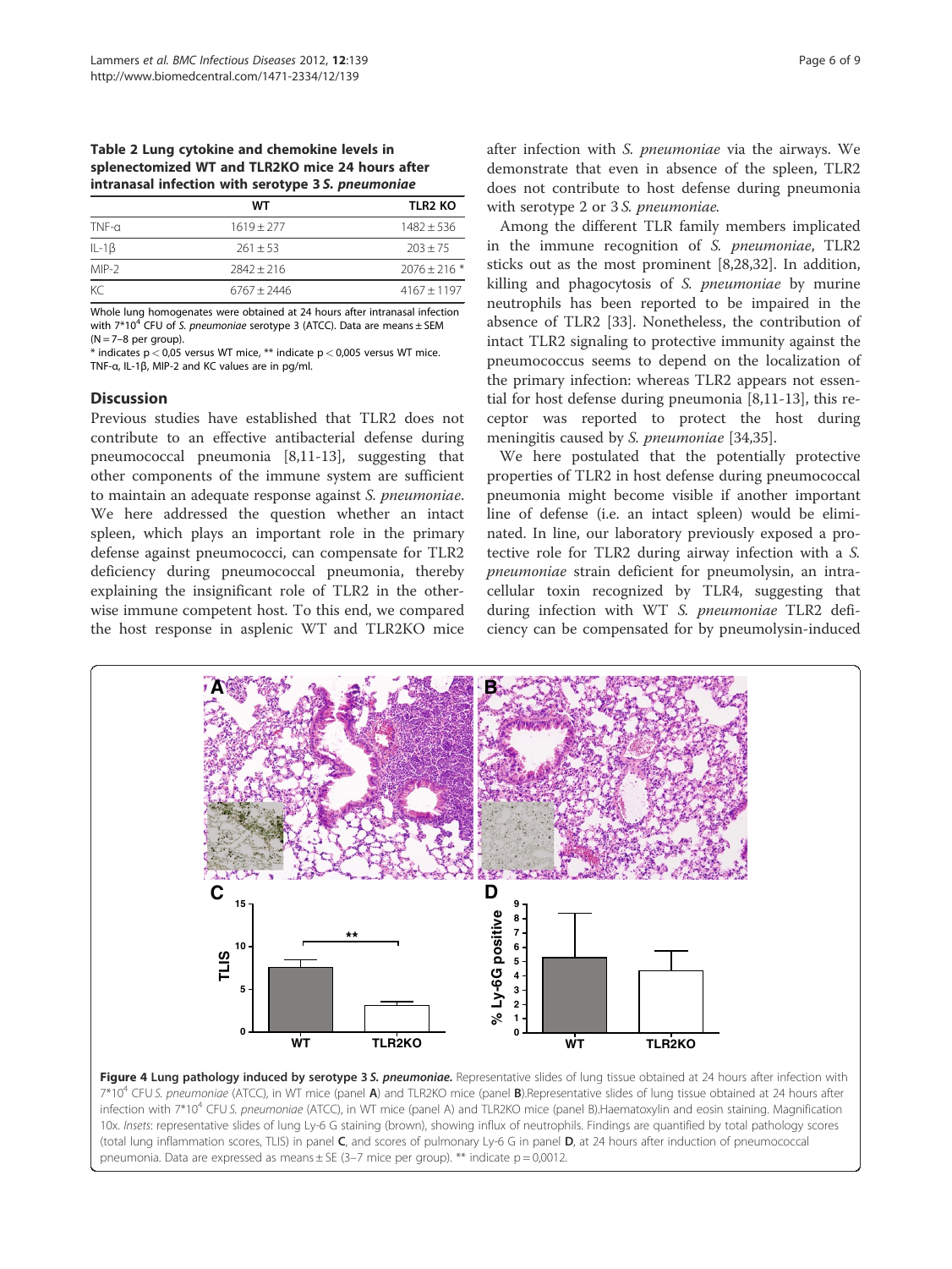**Table 2 Lung cytokine and chemokine levels in splenectomized WT and TLR2KO mice 24 hours after intranasal infection with serotype 3 *S. pneumoniae***

| | WT | TLR2 KO |
|---|---|---|
| TNF-α | 1619 ± 277 | 1482 ± 536 |
| IL-1β | 261 ± 53 | 203 ± 75 |
| MIP-2 | 2842 ± 216 | 2076 ± 216 * |
| KC | 6767 ± 2446 | 4167 ± 1197 |

Whole lung homogenates were obtained at 24 hours after intranasal infection with 7*10^4 CFU of *S. pneumoniae* serotype 3 (ATCC). Data are means ± SEM (N = 7–8 per group).
* indicates p < 0,05 versus WT mice, ** indicate p < 0,005 versus WT mice. TNF-α, IL-1β, MIP-2 and KC values are in pg/ml.

## Discussion

Previous studies have established that TLR2 does not contribute to an effective antibacterial defense during pneumococcal pneumonia [8,11-13], suggesting that other components of the immune system are sufficient to maintain an adequate response against *S. pneumoniae*. We here addressed the question whether an intact spleen, which plays an important role in the primary defense against pneumococci, can compensate for TLR2 deficiency during pneumococcal pneumonia, thereby explaining the insignificant role of TLR2 in the otherwise immune competent host. To this end, we compared the host response in asplenic WT and TLR2KO mice after infection with *S. pneumoniae* via the airways. We demonstrate that even in absence of the spleen, TLR2 does not contribute to host defense during pneumonia with serotype 2 or 3 *S. pneumoniae*.

Among the different TLR family members implicated in the immune recognition of *S. pneumoniae*, TLR2 sticks out as the most prominent [8,28,32]. In addition, killing and phagocytosis of *S. pneumoniae* by murine neutrophils has been reported to be impaired in the absence of TLR2 [33]. Nonetheless, the contribution of intact TLR2 signaling to protective immunity against the pneumococcus seems to depend on the localization of the primary infection: whereas TLR2 appears not essential for host defense during pneumonia [8,11-13], this receptor was reported to protect the host during meningitis caused by *S. pneumoniae* [34,35].

We here postulated that the potentially protective properties of TLR2 in host defense during pneumococcal pneumonia might become visible if another important line of defense (i.e. an intact spleen) would be eliminated. In line, our laboratory previously exposed a protective role for TLR2 during airway infection with a *S. pneumoniae* strain deficient for pneumolysin, an intracellular toxin recognized by TLR4, suggesting that during infection with WT *S. pneumoniae* TLR2 deficiency can be compensated for by pneumolysin-induced

**Figure 4 Lung pathology induced by serotype 3 *S. pneumoniae*.** Representative slides of lung tissue obtained at 24 hours after infection with 7*10^4 CFU *S. pneumoniae* (ATCC), in WT mice (panel **A**) and TLR2KO mice (panel **B**).Representative slides of lung tissue obtained at 24 hours after infection with 7*10^4 CFU *S. pneumoniae* (ATCC), in WT mice (panel A) and TLR2KO mice (panel B).Haematoxylin and eosin staining. Magnification 10x. *Insets*: representative slides of lung Ly-6 G staining (brown), showing influx of neutrophils. Findings are quantified by total pathology scores (total lung inflammation scores, TLIS) in panel **C**, and scores of pulmonary Ly-6 G in panel **D**, at 24 hours after induction of pneumococcal pneumonia. Data are expressed as means ± SE (3–7 mice per group). ** indicate p = 0,0012.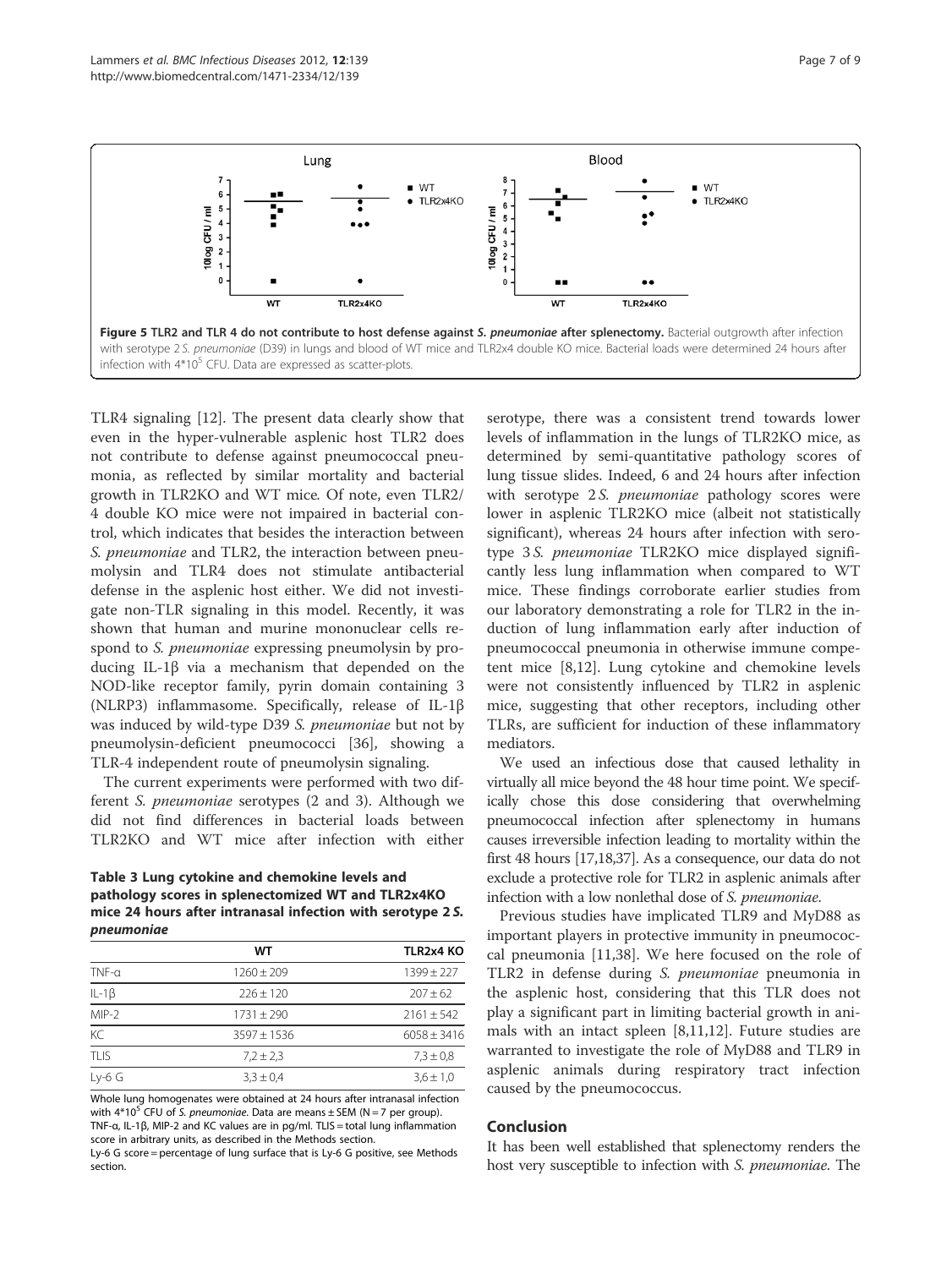Figure 5 TLR2 and TLR 4 do not contribute to host defense against *S. pneumoniae* after splenectomy. Bacterial outgrowth after infection with serotype 2 *S. pneumoniae* (D39) in lungs and blood of WT mice and TLR2x4 double KO mice. Bacterial loads were determined 24 hours after infection with $4{*}10^5$ CFU. Data are expressed as scatter-plots.

TLR4 signaling [12]. The present data clearly show that even in the hyper-vulnerable asplenic host TLR2 does not contribute to defense against pneumococcal pneumonia, as reflected by similar mortality and bacterial growth in TLR2KO and WT mice. Of note, even TLR2/4 double KO mice were not impaired in bacterial control, which indicates that besides the interaction between *S. pneumoniae* and TLR2, the interaction between pneumolysin and TLR4 does not stimulate antibacterial defense in the asplenic host either. We did not investigate non-TLR signaling in this model. Recently, it was shown that human and murine mononuclear cells respond to *S. pneumoniae* expressing pneumolysin by producing IL-1β via a mechanism that depended on the NOD-like receptor family, pyrin domain containing 3 (NLRP3) inflammasome. Specifically, release of IL-1β was induced by wild-type D39 *S. pneumoniae* but not by pneumolysin-deficient pneumococci [36], showing a TLR-4 independent route of pneumolysin signaling.

The current experiments were performed with two different *S. pneumoniae* serotypes (2 and 3). Although we did not find differences in bacterial loads between TLR2KO and WT mice after infection with either serotype, there was a consistent trend towards lower levels of inflammation in the lungs of TLR2KO mice, as determined by semi-quantitative pathology scores of lung tissue slides. Indeed, 6 and 24 hours after infection with serotype 2 *S. pneumoniae* pathology scores were lower in asplenic TLR2KO mice (albeit not statistically significant), whereas 24 hours after infection with serotype 3 *S. pneumoniae* TLR2KO mice displayed significantly less lung inflammation when compared to WT mice. These findings corroborate earlier studies from our laboratory demonstrating a role for TLR2 in the induction of lung inflammation early after induction of pneumococcal pneumonia in otherwise immune competent mice [8,12]. Lung cytokine and chemokine levels were not consistently influenced by TLR2 in asplenic mice, suggesting that other receptors, including other TLRs, are sufficient for induction of these inflammatory mediators.

**Table 3 Lung cytokine and chemokine levels and pathology scores in splenectomized WT and TLR2x4KO mice 24 hours after intranasal infection with serotype 2 *S. pneumoniae***

| | WT | TLR2x4 KO |
|---|---|---|
| TNF-α | 1260 ± 209 | 1399 ± 227 |
| IL-1β | 226 ± 120 | 207 ± 62 |
| MIP-2 | 1731 ± 290 | 2161 ± 542 |
| KC | 3597 ± 1536 | 6058 ± 3416 |
| TLIS | 7,2 ± 2,3 | 7,3 ± 0,8 |
| Ly-6 G | 3,3 ± 0,4 | 3,6 ± 1,0 |

Whole lung homogenates were obtained at 24 hours after intranasal infection with $4{*}10^5$ CFU of *S. pneumoniae*. Data are means ± SEM (N = 7 per group). TNF-α, IL-1β, MIP-2 and KC values are in pg/ml. TLIS = total lung inflammation score in arbitrary units, as described in the Methods section.
Ly-6 G score = percentage of lung surface that is Ly-6 G positive, see Methods section.

We used an infectious dose that caused lethality in virtually all mice beyond the 48 hour time point. We specifically chose this dose considering that overwhelming pneumococcal infection after splenectomy in humans causes irreversible infection leading to mortality within the first 48 hours [17,18,37]. As a consequence, our data do not exclude a protective role for TLR2 in asplenic animals after infection with a low nonlethal dose of *S. pneumoniae*.

Previous studies have implicated TLR9 and MyD88 as important players in protective immunity in pneumococcal pneumonia [11,38]. We here focused on the role of TLR2 in defense during *S. pneumoniae* pneumonia in the asplenic host, considering that this TLR does not play a significant part in limiting bacterial growth in animals with an intact spleen [8,11,12]. Future studies are warranted to investigate the role of MyD88 and TLR9 in asplenic animals during respiratory tract infection caused by the pneumococcus.

## Conclusion

It has been well established that splenectomy renders the host very susceptible to infection with *S. pneumoniae*. The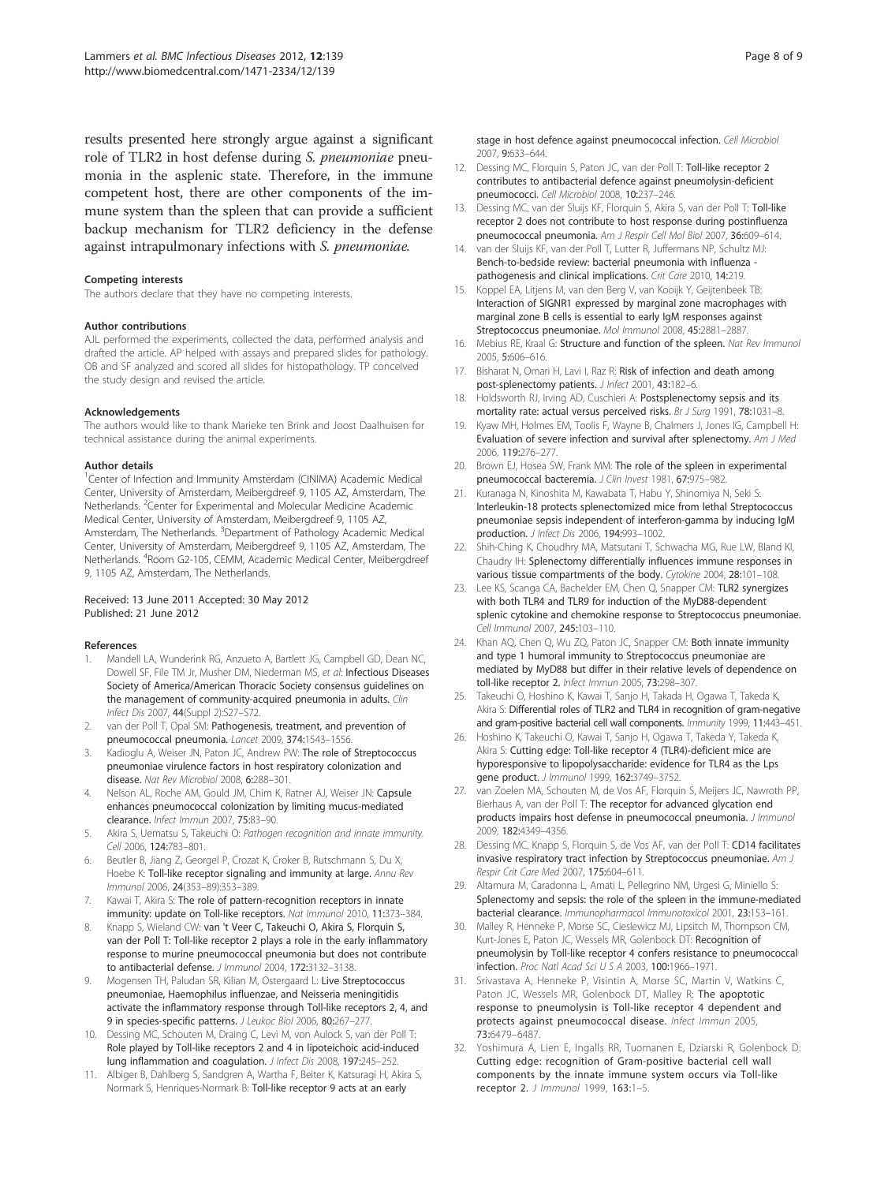results presented here strongly argue against a significant role of TLR2 in host defense during *S. pneumoniae* pneumonia in the asplenic state. Therefore, in the immune competent host, there are other components of the immune system than the spleen that can provide a sufficient backup mechanism for TLR2 deficiency in the defense against intrapulmonary infections with *S. pneumoniae*.

#### Competing interests

The authors declare that they have no competing interests.

#### Author contributions

AJL performed the experiments, collected the data, performed analysis and drafted the article. AP helped with assays and prepared slides for pathology. OB and SF analyzed and scored all slides for histopathology. TP conceived the study design and revised the article.

#### Acknowledgements

The authors would like to thank Marieke ten Brink and Joost Daalhuisen for technical assistance during the animal experiments.

#### Author details

[1]Center of Infection and Immunity Amsterdam (CINIMA) Academic Medical Center, University of Amsterdam, Meibergdreef 9, 1105 AZ, Amsterdam, The Netherlands. [2]Center for Experimental and Molecular Medicine Academic Medical Center, University of Amsterdam, Meibergdreef 9, 1105 AZ, Amsterdam, The Netherlands. [3]Department of Pathology Academic Medical Center, University of Amsterdam, Meibergdreef 9, 1105 AZ, Amsterdam, The Netherlands. [4]Room G2-105, CEMM, Academic Medical Center, Meibergdreef 9, 1105 AZ, Amsterdam, The Netherlands.

Received: 13 June 2011 Accepted: 30 May 2012
Published: 21 June 2012

#### References

1. Mandell LA, Wunderink RG, Anzueto A, Bartlett JG, Campbell GD, Dean NC, Dowell SF, File TM Jr, Musher DM, Niederman MS, *et al*: **Infectious Diseases Society of America/American Thoracic Society consensus guidelines on the management of community-acquired pneumonia in adults.** *Clin Infect Dis* 2007, **44**(Suppl 2):S27–S72.
2. van der Poll T, Opal SM: **Pathogenesis, treatment, and prevention of pneumococcal pneumonia.** *Lancet* 2009, **374:**1543–1556.
3. Kadioglu A, Weiser JN, Paton JC, Andrew PW: **The role of Streptococcus pneumoniae virulence factors in host respiratory colonization and disease.** *Nat Rev Microbiol* 2008, **6:**288–301.
4. Nelson AL, Roche AM, Gould JM, Chim K, Ratner AJ, Weiser JN: **Capsule enhances pneumococcal colonization by limiting mucus-mediated clearance.** *Infect Immun* 2007, **75:**83–90.
5. Akira S, Uematsu S, Takeuchi O: *Pathogen recognition and innate immunity.* *Cell* 2006, **124:**783–801.
6. Beutler B, Jiang Z, Georgel P, Crozat K, Croker B, Rutschmann S, Du X, Hoebe K: **Toll-like receptor signaling and immunity at large.** *Annu Rev Immunol* 2006, **24**(353–89):353–389.
7. Kawai T, Akira S: **The role of pattern-recognition receptors in innate immunity: update on Toll-like receptors.** *Nat Immunol* 2010, **11:**373–384.
8. Knapp S, Wieland CW: **van 't Veer C, Takeuchi O, Akira S, Florquin S, van der Poll T: Toll-like receptor 2 plays a role in the early inflammatory response to murine pneumococcal pneumonia but does not contribute to antibacterial defense.** *J Immunol* 2004, **172:**3132–3138.
9. Mogensen TH, Paludan SR, Kilian M, Ostergaard L: **Live Streptococcus pneumoniae, Haemophilus influenzae, and Neisseria meningitidis activate the inflammatory response through Toll-like receptors 2, 4, and 9 in species-specific patterns.** *J Leukoc Biol* 2006, **80:**267–277.
10. Dessing MC, Schouten M, Draing C, Levi M, von Aulock S, van der Poll T: **Role played by Toll-like receptors 2 and 4 in lipoteichoic acid-induced lung inflammation and coagulation.** *J Infect Dis* 2008, **197:**245–252.
11. Albiger B, Dahlberg S, Sandgren A, Wartha F, Beiter K, Katsuragi H, Akira S, Normark S, Henriques-Normark B: **Toll-like receptor 9 acts at an early stage in host defence against pneumococcal infection.** *Cell Microbiol* 2007, **9:**633–644.
12. Dessing MC, Florquin S, Paton JC, van der Poll T: **Toll-like receptor 2 contributes to antibacterial defence against pneumolysin-deficient pneumococci.** *Cell Microbiol* 2008, **10:**237–246.
13. Dessing MC, van der Sluijs KF, Florquin S, Akira S, van der Poll T: **Toll-like receptor 2 does not contribute to host response during postinfluenza pneumococcal pneumonia.** *Am J Respir Cell Mol Biol* 2007, **36:**609–614.
14. van der Sluijs KF, van der Poll T, Lutter R, Juffermans NP, Schultz MJ: **Bench-to-bedside review: bacterial pneumonia with influenza - pathogenesis and clinical implications.** *Crit Care* 2010, **14:**219.
15. Koppel EA, Litjens M, van den Berg V, van Kooijk Y, Geijtenbeek TB: **Interaction of SIGNR1 expressed by marginal zone macrophages with marginal zone B cells is essential to early IgM responses against Streptococcus pneumoniae.** *Mol Immunol* 2008, **45:**2881–2887.
16. Mebius RE, Kraal G: **Structure and function of the spleen.** *Nat Rev Immunol* 2005, **5:**606–616.
17. Bisharat N, Omari H, Lavi I, Raz R: **Risk of infection and death among post-splenectomy patients.** *J Infect* 2001, **43:**182–6.
18. Holdsworth RJ, Irving AD, Cuschieri A: **Postsplenectomy sepsis and its mortality rate: actual versus perceived risks.** *Br J Surg* 1991, **78:**1031–8.
19. Kyaw MH, Holmes EM, Toolis F, Wayne B, Chalmers J, Jones IG, Campbell H: **Evaluation of severe infection and survival after splenectomy.** *Am J Med* 2006, **119:**276–277.
20. Brown EJ, Hosea SW, Frank MM: **The role of the spleen in experimental pneumococcal bacteremia.** *J Clin Invest* 1981, **67:**975–982.
21. Kuranaga N, Kinoshita M, Kawabata T, Habu Y, Shinomiya N, Seki S: **Interleukin-18 protects splenectomized mice from lethal Streptococcus pneumoniae sepsis independent of interferon-gamma by inducing IgM production.** *J Infect Dis* 2006, **194:**993–1002.
22. Shih-Ching K, Choudhry MA, Matsutani T, Schwacha MG, Rue LW, Bland KI, Chaudry IH: **Splenectomy differentially influences immune responses in various tissue compartments of the body.** *Cytokine* 2004, **28:**101–108.
23. Lee KS, Scanga CA, Bachelder EM, Chen Q, Snapper CM: **TLR2 synergizes with both TLR4 and TLR9 for induction of the MyD88-dependent splenic cytokine and chemokine response to Streptococcus pneumoniae.** *Cell Immunol* 2007, **245:**103–110.
24. Khan AQ, Chen Q, Wu ZQ, Paton JC, Snapper CM: **Both innate immunity and type 1 humoral immunity to Streptococcus pneumoniae are mediated by MyD88 but differ in their relative levels of dependence on toll-like receptor 2.** *Infect Immun* 2005, **73:**298–307.
25. Takeuchi O, Hoshino K, Kawai T, Sanjo H, Takada H, Ogawa T, Takeda K, Akira S: **Differential roles of TLR2 and TLR4 in recognition of gram-negative and gram-positive bacterial cell wall components.** *Immunity* 1999, **11:**443–451.
26. Hoshino K, Takeuchi O, Kawai T, Sanjo H, Ogawa T, Takeda Y, Takeda K, Akira S: **Cutting edge: Toll-like receptor 4 (TLR4)-deficient mice are hyporesponsive to lipopolysaccharide: evidence for TLR4 as the Lps gene product.** *J Immunol* 1999, **162:**3749–3752.
27. van Zoelen MA, Schouten M, de Vos AF, Florquin S, Meijers JC, Nawroth PP, Bierhaus A, van der Poll T: **The receptor for advanced glycation end products impairs host defense in pneumococcal pneumonia.** *J Immunol* 2009, **182:**4349–4356.
28. Dessing MC, Knapp S, Florquin S, de Vos AF, van der Poll T: **CD14 facilitates invasive respiratory tract infection by Streptococcus pneumoniae.** *Am J Respir Crit Care Med* 2007, **175:**604–611.
29. Altamura M, Caradonna L, Amati L, Pellegrino NM, Urgesi G, Miniello S: **Splenectomy and sepsis: the role of the spleen in the immune-mediated bacterial clearance.** *Immunopharmacol Immunotoxicol* 2001, **23:**153–161.
30. Malley R, Henneke P, Morse SC, Cieslewicz MJ, Lipsitch M, Thompson CM, Kurt-Jones E, Paton JC, Wessels MR, Golenbock DT: **Recognition of pneumolysin by Toll-like receptor 4 confers resistance to pneumococcal infection.** *Proc Natl Acad Sci U S A* 2003, **100:**1966–1971.
31. Srivastava A, Henneke P, Visintin A, Morse SC, Martin V, Watkins C, Paton JC, Wessels MR, Golenbock DT, Malley R: **The apoptotic response to pneumolysin is Toll-like receptor 4 dependent and protects against pneumococcal disease.** *Infect Immun* 2005, **73:**6479–6487.
32. Yoshimura A, Lien E, Ingalls RR, Tuomanen E, Dziarski R, Golenbock D: **Cutting edge: recognition of Gram-positive bacterial cell wall components by the innate immune system occurs via Toll-like receptor 2.** *J Immunol* 1999, **163:**1–5.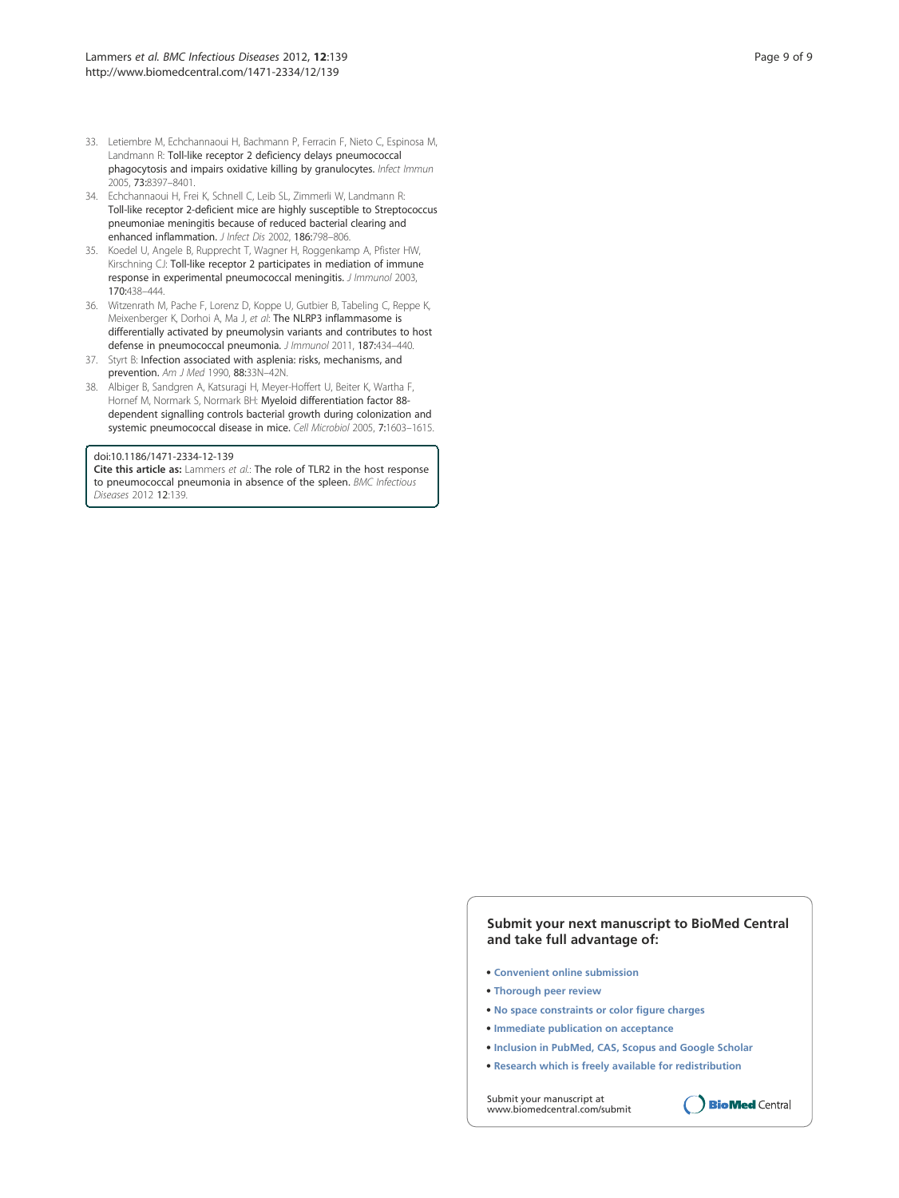33. Letiembre M, Echchannaoui H, Bachmann P, Ferracin F, Nieto C, Espinosa M, Landmann R: **Toll-like receptor 2 deficiency delays pneumococcal phagocytosis and impairs oxidative killing by granulocytes.** *Infect Immun* 2005, **73:**8397–8401.
34. Echchannaoui H, Frei K, Schnell C, Leib SL, Zimmerli W, Landmann R: **Toll-like receptor 2-deficient mice are highly susceptible to Streptococcus pneumoniae meningitis because of reduced bacterial clearing and enhanced inflammation.** *J Infect Dis* 2002, **186:**798–806.
35. Koedel U, Angele B, Rupprecht T, Wagner H, Roggenkamp A, Pfister HW, Kirschning CJ: **Toll-like receptor 2 participates in mediation of immune response in experimental pneumococcal meningitis.** *J Immunol* 2003, **170:**438–444.
36. Witzenrath M, Pache F, Lorenz D, Koppe U, Gutbier B, Tabeling C, Reppe K, Meixenberger K, Dorhoi A, Ma J, *et al*: **The NLRP3 inflammasome is differentially activated by pneumolysin variants and contributes to host defense in pneumococcal pneumonia.** *J Immunol* 2011, **187:**434–440.
37. Styrt B: **Infection associated with asplenia: risks, mechanisms, and prevention.** *Am J Med* 1990, **88:**33N–42N.
38. Albiger B, Sandgren A, Katsuragi H, Meyer-Hoffert U, Beiter K, Wartha F, Hornef M, Normark S, Normark BH: **Myeloid differentiation factor 88-dependent signalling controls bacterial growth during colonization and systemic pneumococcal disease in mice.** *Cell Microbiol* 2005, **7:**1603–1615.

doi:10.1186/1471-2334-12-139

**Cite this article as:** Lammers *et al.*: The role of TLR2 in the host response to pneumococcal pneumonia in absence of the spleen. *BMC Infectious Diseases* 2012 **12**:139.

**Submit your next manuscript to BioMed Central and take full advantage of:**

- **Convenient online submission**
- **Thorough peer review**
- **No space constraints or color figure charges**
- **Immediate publication on acceptance**
- **Inclusion in PubMed, CAS, Scopus and Google Scholar**
- **Research which is freely available for redistribution**

Submit your manuscript at
www.biomedcentral.com/submit

BioMed Central